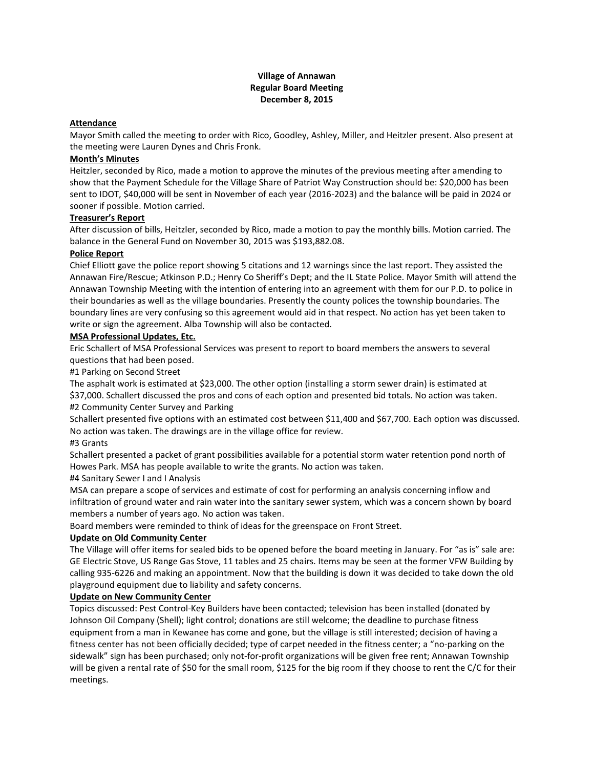**Village of Annawan**
**Regular Board Meeting**
**December 8, 2015**

**Attendance**

Mayor Smith called the meeting to order with Rico, Goodley, Ashley, Miller, and Heitzler present. Also present at the meeting were Lauren Dynes and Chris Fronk.

**Month's Minutes**

Heitzler, seconded by Rico, made a motion to approve the minutes of the previous meeting after amending to show that the Payment Schedule for the Village Share of Patriot Way Construction should be: $20,000 has been sent to IDOT, $40,000 will be sent in November of each year (2016-2023) and the balance will be paid in 2024 or sooner if possible. Motion carried.

**Treasurer's Report**

After discussion of bills, Heitzler, seconded by Rico, made a motion to pay the monthly bills. Motion carried. The balance in the General Fund on November 30, 2015 was $193,882.08.

**Police Report**

Chief Elliott gave the police report showing 5 citations and 12 warnings since the last report. They assisted the Annawan Fire/Rescue; Atkinson P.D.; Henry Co Sheriff's Dept; and the IL State Police. Mayor Smith will attend the Annawan Township Meeting with the intention of entering into an agreement with them for our P.D. to police in their boundaries as well as the village boundaries. Presently the county polices the township boundaries. The boundary lines are very confusing so this agreement would aid in that respect. No action has yet been taken to write or sign the agreement. Alba Township will also be contacted.

**MSA Professional Updates, Etc.**

Eric Schallert of MSA Professional Services was present to report to board members the answers to several questions that had been posed.

#1 Parking on Second Street

The asphalt work is estimated at $23,000. The other option (installing a storm sewer drain) is estimated at $37,000. Schallert discussed the pros and cons of each option and presented bid totals. No action was taken.

#2 Community Center Survey and Parking

Schallert presented five options with an estimated cost between $11,400 and $67,700. Each option was discussed. No action was taken. The drawings are in the village office for review.

#3 Grants

Schallert presented a packet of grant possibilities available for a potential storm water retention pond north of Howes Park. MSA has people available to write the grants. No action was taken.

#4 Sanitary Sewer I and I Analysis

MSA can prepare a scope of services and estimate of cost for performing an analysis concerning inflow and infiltration of ground water and rain water into the sanitary sewer system, which was a concern shown by board members a number of years ago. No action was taken.

Board members were reminded to think of ideas for the greenspace on Front Street.

**Update on Old Community Center**

The Village will offer items for sealed bids to be opened before the board meeting in January. For "as is" sale are: GE Electric Stove, US Range Gas Stove, 11 tables and 25 chairs. Items may be seen at the former VFW Building by calling 935-6226 and making an appointment. Now that the building is down it was decided to take down the old playground equipment due to liability and safety concerns.

**Update on New Community Center**

Topics discussed: Pest Control-Key Builders have been contacted; television has been installed (donated by Johnson Oil Company (Shell); light control; donations are still welcome; the deadline to purchase fitness equipment from a man in Kewanee has come and gone, but the village is still interested; decision of having a fitness center has not been officially decided; type of carpet needed in the fitness center; a "no-parking on the sidewalk" sign has been purchased; only not-for-profit organizations will be given free rent; Annawan Township will be given a rental rate of $50 for the small room, $125 for the big room if they choose to rent the C/C for their meetings.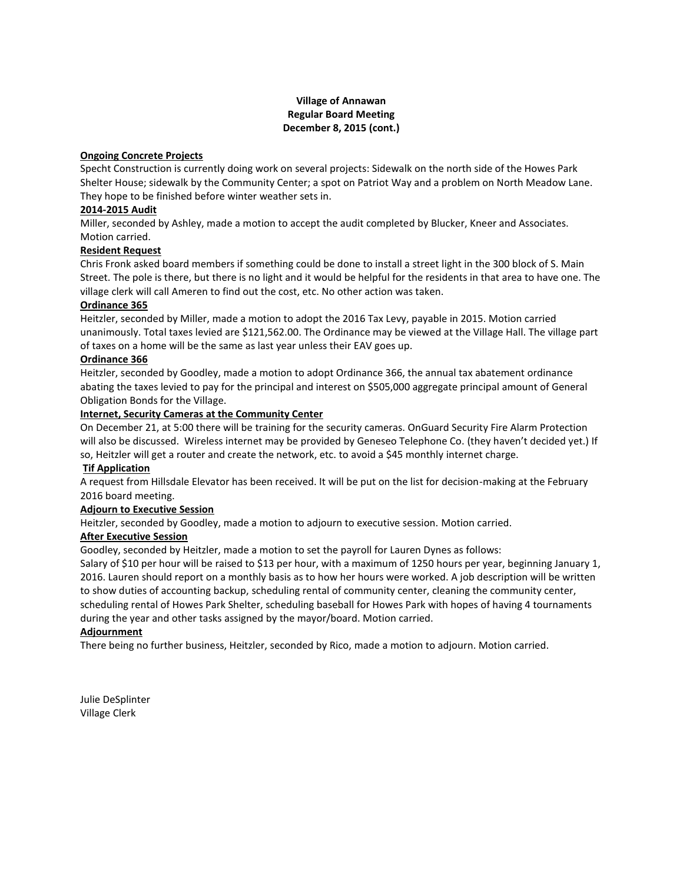**Village of Annawan**
**Regular Board Meeting**
**December 8, 2015 (cont.)**

**Ongoing Concrete Projects**

Specht Construction is currently doing work on several projects: Sidewalk on the north side of the Howes Park Shelter House; sidewalk by the Community Center; a spot on Patriot Way and a problem on North Meadow Lane. They hope to be finished before winter weather sets in.

**2014-2015 Audit**

Miller, seconded by Ashley, made a motion to accept the audit completed by Blucker, Kneer and Associates. Motion carried.

**Resident Request**

Chris Fronk asked board members if something could be done to install a street light in the 300 block of S. Main Street. The pole is there, but there is no light and it would be helpful for the residents in that area to have one. The village clerk will call Ameren to find out the cost, etc. No other action was taken.

**Ordinance 365**

Heitzler, seconded by Miller, made a motion to adopt the 2016 Tax Levy, payable in 2015. Motion carried unanimously. Total taxes levied are $121,562.00. The Ordinance may be viewed at the Village Hall. The village part of taxes on a home will be the same as last year unless their EAV goes up.

**Ordinance 366**

Heitzler, seconded by Goodley, made a motion to adopt Ordinance 366, the annual tax abatement ordinance abating the taxes levied to pay for the principal and interest on $505,000 aggregate principal amount of General Obligation Bonds for the Village.

**Internet, Security Cameras at the Community Center**

On December 21, at 5:00 there will be training for the security cameras. OnGuard Security Fire Alarm Protection will also be discussed. Wireless internet may be provided by Geneseo Telephone Co. (they haven't decided yet.) If so, Heitzler will get a router and create the network, etc. to avoid a $45 monthly internet charge.

**Tif Application**

A request from Hillsdale Elevator has been received. It will be put on the list for decision-making at the February 2016 board meeting.

**Adjourn to Executive Session**

Heitzler, seconded by Goodley, made a motion to adjourn to executive session. Motion carried.

**After Executive Session**

Goodley, seconded by Heitzler, made a motion to set the payroll for Lauren Dynes as follows:
Salary of $10 per hour will be raised to $13 per hour, with a maximum of 1250 hours per year, beginning January 1, 2016. Lauren should report on a monthly basis as to how her hours were worked. A job description will be written to show duties of accounting backup, scheduling rental of community center, cleaning the community center, scheduling rental of Howes Park Shelter, scheduling baseball for Howes Park with hopes of having 4 tournaments during the year and other tasks assigned by the mayor/board. Motion carried.

**Adjournment**

There being no further business, Heitzler, seconded by Rico, made a motion to adjourn. Motion carried.

Julie DeSplinter
Village Clerk